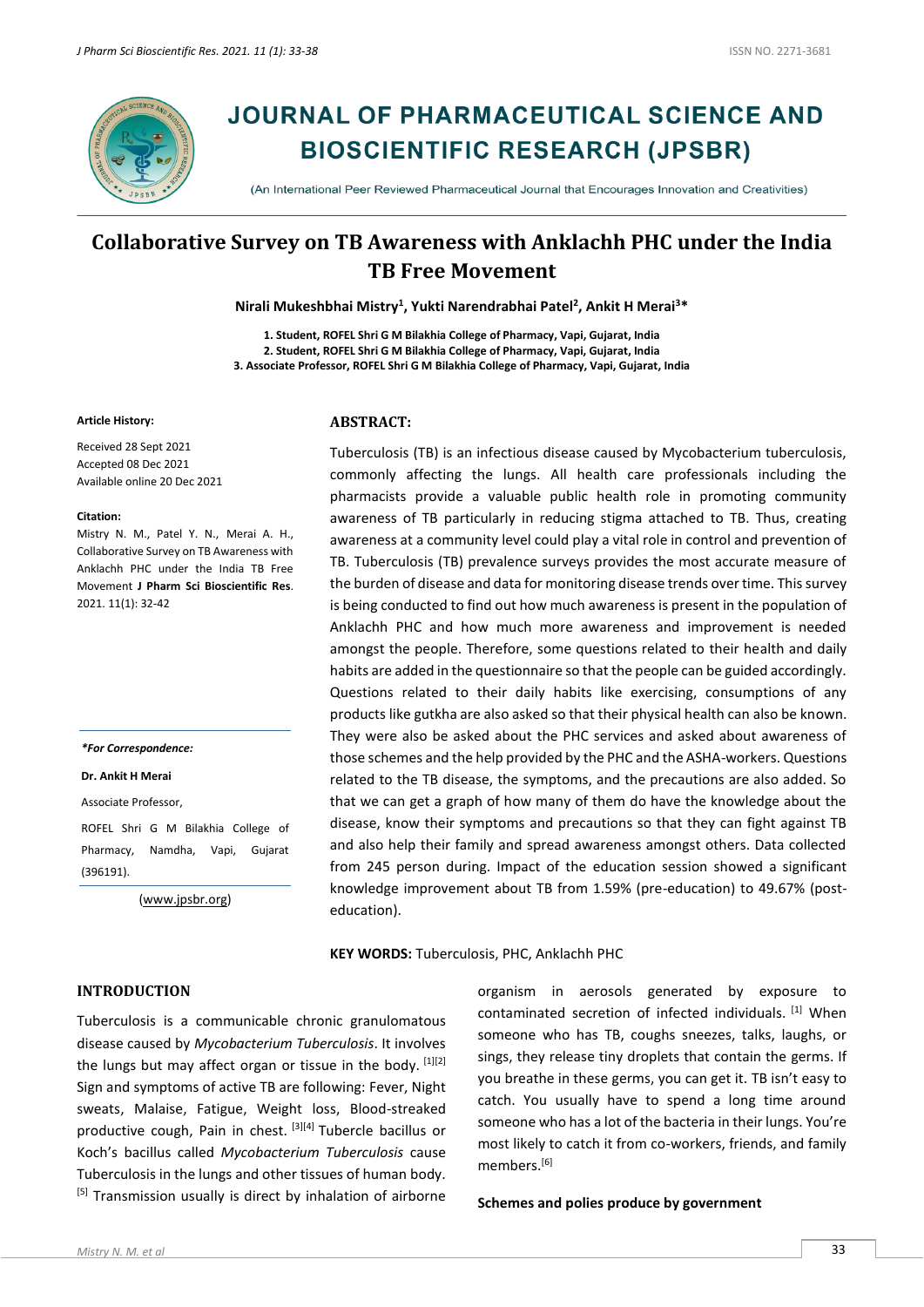# JOURNAL OF PHARMACEUTICAL SCIENCE AND BIOSCIENTIFIC RESEARCH (JPSBR)

(An International Peer Reviewed Pharmaceutical Journal that Encourages Innovation and Creativities)

## Collaborative Survey on TB Awareness with Anklachh PHC under the India TB Free Movement

**Nirali Mukeshbhai Mistry[1], Yukti Narendrabhai Patel[2], Ankit H Merai[3]***

1. Student, ROFEL Shri G M Bilakhia College of Pharmacy, Vapi, Gujarat, India
2. Student, ROFEL Shri G M Bilakhia College of Pharmacy, Vapi, Gujarat, India
3. Associate Professor, ROFEL Shri G M Bilakhia College of Pharmacy, Vapi, Gujarat, India

**Article History:**

Received 28 Sept 2021
Accepted 08 Dec 2021
Available online 20 Dec 2021

**Citation:**
Mistry N. M., Patel Y. N., Merai A. H., Collaborative Survey on TB Awareness with Anklachh PHC under the India TB Free Movement **J Pharm Sci Bioscientific Res**. 2021. 11(1): 32-42

***For Correspondence:***

**Dr. Ankit H Merai**

Associate Professor,

ROFEL Shri G M Bilakhia College of Pharmacy, Namdha, Vapi, Gujarat (396191).

(www.jpsbr.org)

### ABSTRACT:

Tuberculosis (TB) is an infectious disease caused by Mycobacterium tuberculosis, commonly affecting the lungs. All health care professionals including the pharmacists provide a valuable public health role in promoting community awareness of TB particularly in reducing stigma attached to TB. Thus, creating awareness at a community level could play a vital role in control and prevention of TB. Tuberculosis (TB) prevalence surveys provides the most accurate measure of the burden of disease and data for monitoring disease trends over time. This survey is being conducted to find out how much awareness is present in the population of Anklachh PHC and how much more awareness and improvement is needed amongst the people. Therefore, some questions related to their health and daily habits are added in the questionnaire so that the people can be guided accordingly. Questions related to their daily habits like exercising, consumptions of any products like gutkha are also asked so that their physical health can also be known. They were also be asked about the PHC services and asked about awareness of those schemes and the help provided by the PHC and the ASHA-workers. Questions related to the TB disease, the symptoms, and the precautions are also added. So that we can get a graph of how many of them do have the knowledge about the disease, know their symptoms and precautions so that they can fight against TB and also help their family and spread awareness amongst others. Data collected from 245 person during. Impact of the education session showed a significant knowledge improvement about TB from 1.59% (pre-education) to 49.67% (post-education).

**KEY WORDS:** Tuberculosis, PHC, Anklachh PHC

### INTRODUCTION

Tuberculosis is a communicable chronic granulomatous disease caused by *Mycobacterium Tuberculosis*. It involves the lungs but may affect organ or tissue in the body. [1][2] Sign and symptoms of active TB are following: Fever, Night sweats, Malaise, Fatigue, Weight loss, Blood-streaked productive cough, Pain in chest. [3][4] Tubercle bacillus or Koch's bacillus called *Mycobacterium Tuberculosis* cause Tuberculosis in the lungs and other tissues of human body. [5] Transmission usually is direct by inhalation of airborne organism in aerosols generated by exposure to contaminated secretion of infected individuals. [1] When someone who has TB, coughs sneezes, talks, laughs, or sings, they release tiny droplets that contain the germs. If you breathe in these germs, you can get it. TB isn't easy to catch. You usually have to spend a long time around someone who has a lot of the bacteria in their lungs. You're most likely to catch it from co-workers, friends, and family members.[6]

**Schemes and polies produce by government**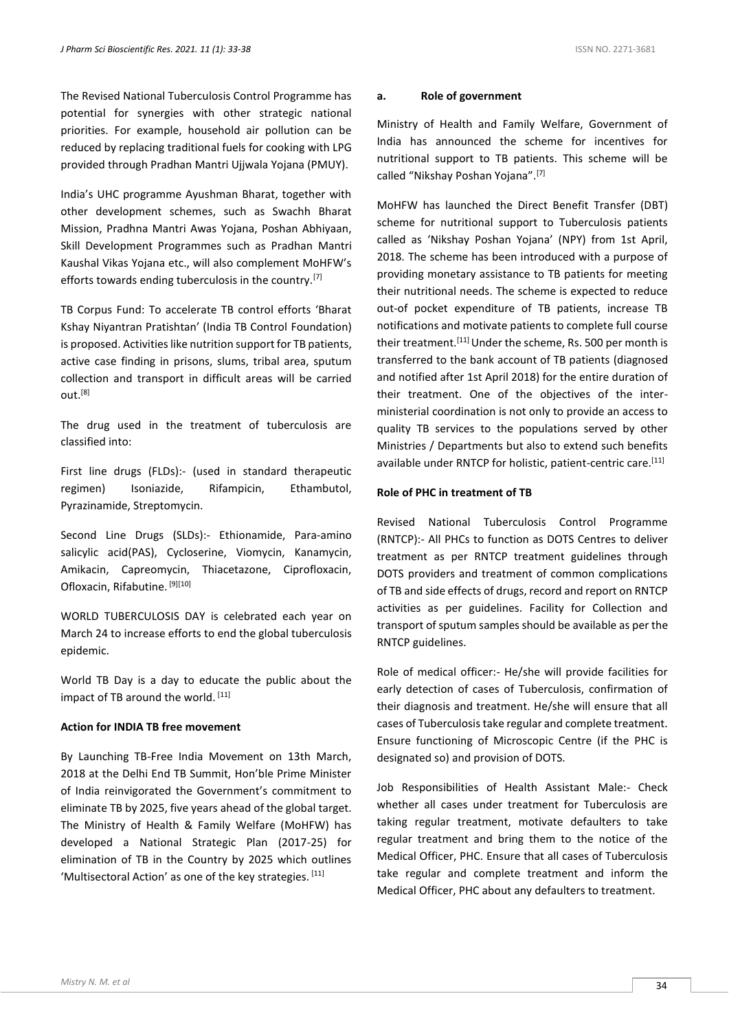The Revised National Tuberculosis Control Programme has potential for synergies with other strategic national priorities. For example, household air pollution can be reduced by replacing traditional fuels for cooking with LPG provided through Pradhan Mantri Ujjwala Yojana (PMUY).

India's UHC programme Ayushman Bharat, together with other development schemes, such as Swachh Bharat Mission, Pradhna Mantri Awas Yojana, Poshan Abhiyaan, Skill Development Programmes such as Pradhan Mantri Kaushal Vikas Yojana etc., will also complement MoHFW's efforts towards ending tuberculosis in the country.[7]

TB Corpus Fund: To accelerate TB control efforts 'Bharat Kshay Niyantran Pratishtan' (India TB Control Foundation) is proposed. Activities like nutrition support for TB patients, active case finding in prisons, slums, tribal area, sputum collection and transport in difficult areas will be carried out.[8]

The drug used in the treatment of tuberculosis are classified into:

First line drugs (FLDs):- (used in standard therapeutic regimen) Isoniazide, Rifampicin, Ethambutol, Pyrazinamide, Streptomycin.

Second Line Drugs (SLDs):- Ethionamide, Para-amino salicylic acid(PAS), Cycloserine, Viomycin, Kanamycin, Amikacin, Capreomycin, Thiacetazone, Ciprofloxacin, Ofloxacin, Rifabutine. [9][10]

WORLD TUBERCULOSIS DAY is celebrated each year on March 24 to increase efforts to end the global tuberculosis epidemic.

World TB Day is a day to educate the public about the impact of TB around the world. [11]

**Action for INDIA TB free movement**

By Launching TB-Free India Movement on 13th March, 2018 at the Delhi End TB Summit, Hon'ble Prime Minister of India reinvigorated the Government's commitment to eliminate TB by 2025, five years ahead of the global target. The Ministry of Health & Family Welfare (MoHFW) has developed a National Strategic Plan (2017-25) for elimination of TB in the Country by 2025 which outlines 'Multisectoral Action' as one of the key strategies. [11]

**a. Role of government**

Ministry of Health and Family Welfare, Government of India has announced the scheme for incentives for nutritional support to TB patients. This scheme will be called "Nikshay Poshan Yojana".[7]

MoHFW has launched the Direct Benefit Transfer (DBT) scheme for nutritional support to Tuberculosis patients called as 'Nikshay Poshan Yojana' (NPY) from 1st April, 2018. The scheme has been introduced with a purpose of providing monetary assistance to TB patients for meeting their nutritional needs. The scheme is expected to reduce out-of pocket expenditure of TB patients, increase TB notifications and motivate patients to complete full course their treatment.[11] Under the scheme, Rs. 500 per month is transferred to the bank account of TB patients (diagnosed and notified after 1st April 2018) for the entire duration of their treatment. One of the objectives of the inter-ministerial coordination is not only to provide an access to quality TB services to the populations served by other Ministries / Departments but also to extend such benefits available under RNTCP for holistic, patient-centric care.[11]

**Role of PHC in treatment of TB**

Revised National Tuberculosis Control Programme (RNTCP):- All PHCs to function as DOTS Centres to deliver treatment as per RNTCP treatment guidelines through DOTS providers and treatment of common complications of TB and side effects of drugs, record and report on RNTCP activities as per guidelines. Facility for Collection and transport of sputum samples should be available as per the RNTCP guidelines.

Role of medical officer:- He/she will provide facilities for early detection of cases of Tuberculosis, confirmation of their diagnosis and treatment. He/she will ensure that all cases of Tuberculosis take regular and complete treatment. Ensure functioning of Microscopic Centre (if the PHC is designated so) and provision of DOTS.

Job Responsibilities of Health Assistant Male:- Check whether all cases under treatment for Tuberculosis are taking regular treatment, motivate defaulters to take regular treatment and bring them to the notice of the Medical Officer, PHC. Ensure that all cases of Tuberculosis take regular and complete treatment and inform the Medical Officer, PHC about any defaulters to treatment.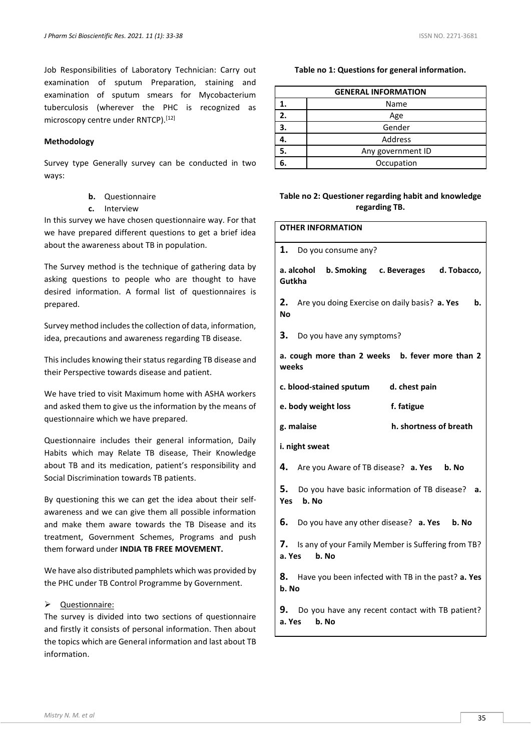Job Responsibilities of Laboratory Technician: Carry out examination of sputum Preparation, staining and examination of sputum smears for Mycobacterium tuberculosis (wherever the PHC is recognized as microscopy centre under RNTCP).[12]

**Methodology**

Survey type Generally survey can be conducted in two ways:

- **b.** Questionnaire
- **c.** Interview

In this survey we have chosen questionnaire way. For that we have prepared different questions to get a brief idea about the awareness about TB in population.

The Survey method is the technique of gathering data by asking questions to people who are thought to have desired information. A formal list of questionnaires is prepared.

Survey method includes the collection of data, information, idea, precautions and awareness regarding TB disease.

This includes knowing their status regarding TB disease and their Perspective towards disease and patient.

We have tried to visit Maximum home with ASHA workers and asked them to give us the information by the means of questionnaire which we have prepared.

Questionnaire includes their general information, Daily Habits which may Relate TB disease, Their Knowledge about TB and its medication, patient's responsibility and Social Discrimination towards TB patients.

By questioning this we can get the idea about their self-awareness and we can give them all possible information and make them aware towards the TB Disease and its treatment, Government Schemes, Programs and push them forward under **INDIA TB FREE MOVEMENT.**

We have also distributed pamphlets which was provided by the PHC under TB Control Programme by Government.

- Questionnaire:

The survey is divided into two sections of questionnaire and firstly it consists of personal information. Then about the topics which are General information and last about TB information.

**Table no 1: Questions for general information.**

| GENERAL INFORMATION | |
|---|---|
| **1.** | Name |
| **2.** | Age |
| **3.** | Gender |
| **4.** | Address |
| **5.** | Any government ID |
| **6.** | Occupation |

**Table no 2: Questioner regarding habit and knowledge regarding TB.**

| **OTHER INFORMATION** |
|---|
| **1.** Do you consume any? |
| **a. alcohol b. Smoking c. Beverages d. Tobacco, Gutkha** |
| **2.** Are you doing Exercise on daily basis? **a. Yes b. No** |
| **3.** Do you have any symptoms? |
| **a. cough more than 2 weeks b. fever more than 2 weeks** |
| **c. blood-stained sputum d. chest pain** |
| **e. body weight loss f. fatigue** |
| **g. malaise h. shortness of breath** |
| **i. night sweat** |
| **4.** Are you Aware of TB disease? **a. Yes b. No** |
| **5.** Do you have basic information of TB disease? **a. Yes b. No** |
| **6.** Do you have any other disease? **a. Yes b. No** |
| **7.** Is any of your Family Member is Suffering from TB? **a. Yes b. No** |
| **8.** Have you been infected with TB in the past? **a. Yes b. No** |
| **9.** Do you have any recent contact with TB patient? **a. Yes b. No** |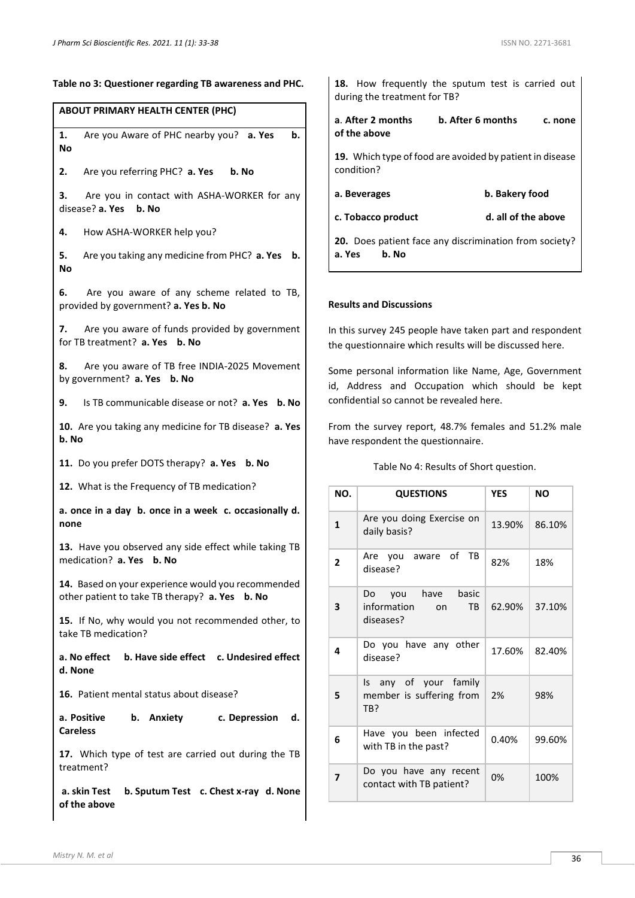**Table no 3: Questioner regarding TB awareness and PHC.**

**ABOUT PRIMARY HEALTH CENTER (PHC)**

**1.** Are you Aware of PHC nearby you? **a. Yes b. No**

**2.** Are you referring PHC? **a. Yes b. No**

**3.** Are you in contact with ASHA-WORKER for any disease? **a. Yes b. No**

**4.** How ASHA-WORKER help you?

**5.** Are you taking any medicine from PHC? **a. Yes b. No**

**6.** Are you aware of any scheme related to TB, provided by government? **a. Yes b. No**

**7.** Are you aware of funds provided by government for TB treatment? **a. Yes b. No**

**8.** Are you aware of TB free INDIA-2025 Movement by government? **a. Yes b. No**

**9.** Is TB communicable disease or not? **a. Yes b. No**

**10.** Are you taking any medicine for TB disease? **a. Yes b. No**

**11.** Do you prefer DOTS therapy? **a. Yes b. No**

**12.** What is the Frequency of TB medication?

**a. once in a day b. once in a week c. occasionally d. none**

**13.** Have you observed any side effect while taking TB medication? **a. Yes b. No**

**14.** Based on your experience would you recommended other patient to take TB therapy? **a. Yes b. No**

**15.** If No, why would you not recommended other, to take TB medication?

**a. No effect b. Have side effect c. Undesired effect d. None**

**16.** Patient mental status about disease?

**a. Positive b. Anxiety c. Depression d. Careless**

**17.** Which type of test are carried out during the TB treatment?

**a. skin Test b. Sputum Test c. Chest x-ray d. None of the above**

**18.** How frequently the sputum test is carried out during the treatment for TB?

a. **After 2 months b. After 6 months c. none of the above**

**19.** Which type of food are avoided by patient in disease condition?

**a. Beverages b. Bakery food**

**c. Tobacco product d. all of the above**

**20.** Does patient face any discrimination from society? **a. Yes b. No**

**Results and Discussions**

In this survey 245 people have taken part and respondent the questionnaire which results will be discussed here.

Some personal information like Name, Age, Government id, Address and Occupation which should be kept confidential so cannot be revealed here.

From the survey report, 48.7% females and 51.2% male have respondent the questionnaire.

Table No 4: Results of Short question.

| NO. | QUESTIONS | YES | NO |
|---|---|---|---|
| 1 | Are you doing Exercise on daily basis? | 13.90% | 86.10% |
| 2 | Are you aware of TB disease? | 82% | 18% |
| 3 | Do you have basic information on TB diseases? | 62.90% | 37.10% |
| 4 | Do you have any other disease? | 17.60% | 82.40% |
| 5 | Is any of your family member is suffering from TB? | 2% | 98% |
| 6 | Have you been infected with TB in the past? | 0.40% | 99.60% |
| 7 | Do you have any recent contact with TB patient? | 0% | 100% |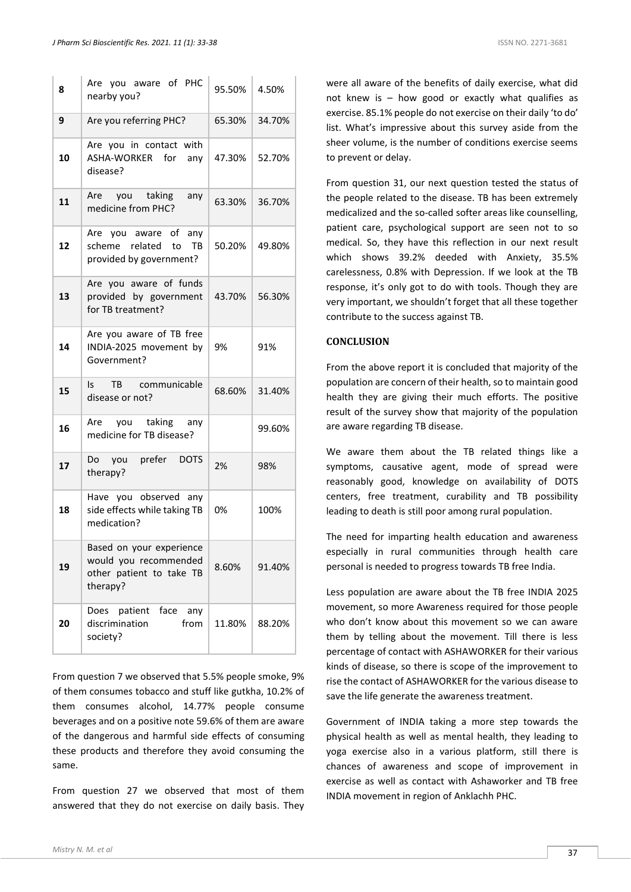| 8 | Are you aware of PHC nearby you? | 95.50% | 4.50% |
|---|---|---|---|
| 9 | Are you referring PHC? | 65.30% | 34.70% |
| 10 | Are you in contact with ASHA-WORKER for any disease? | 47.30% | 52.70% |
| 11 | Are you taking any medicine from PHC? | 63.30% | 36.70% |
| 12 | Are you aware of any scheme related to TB provided by government? | 50.20% | 49.80% |
| 13 | Are you aware of funds provided by government for TB treatment? | 43.70% | 56.30% |
| 14 | Are you aware of TB free INDIA-2025 movement by Government? | 9% | 91% |
| 15 | Is TB communicable disease or not? | 68.60% | 31.40% |
| 16 | Are you taking any medicine for TB disease? | | 99.60% |
| 17 | Do you prefer DOTS therapy? | 2% | 98% |
| 18 | Have you observed any side effects while taking TB medication? | 0% | 100% |
| 19 | Based on your experience would you recommended other patient to take TB therapy? | 8.60% | 91.40% |
| 20 | Does patient face any discrimination from society? | 11.80% | 88.20% |

From question 7 we observed that 5.5% people smoke, 9% of them consumes tobacco and stuff like gutkha, 10.2% of them consumes alcohol, 14.77% people consume beverages and on a positive note 59.6% of them are aware of the dangerous and harmful side effects of consuming these products and therefore they avoid consuming the same.

From question 27 we observed that most of them answered that they do not exercise on daily basis. They were all aware of the benefits of daily exercise, what did not knew is – how good or exactly what qualifies as exercise. 85.1% people do not exercise on their daily 'to do' list. What's impressive about this survey aside from the sheer volume, is the number of conditions exercise seems to prevent or delay.

From question 31, our next question tested the status of the people related to the disease. TB has been extremely medicalized and the so-called softer areas like counselling, patient care, psychological support are seen not to so medical. So, they have this reflection in our next result which shows 39.2% deeded with Anxiety, 35.5% carelessness, 0.8% with Depression. If we look at the TB response, it's only got to do with tools. Though they are very important, we shouldn't forget that all these together contribute to the success against TB.

## CONCLUSION

From the above report it is concluded that majority of the population are concern of their health, so to maintain good health they are giving their much efforts. The positive result of the survey show that majority of the population are aware regarding TB disease.

We aware them about the TB related things like a symptoms, causative agent, mode of spread were reasonably good, knowledge on availability of DOTS centers, free treatment, curability and TB possibility leading to death is still poor among rural population.

The need for imparting health education and awareness especially in rural communities through health care personal is needed to progress towards TB free India.

Less population are aware about the TB free INDIA 2025 movement, so more Awareness required for those people who don't know about this movement so we can aware them by telling about the movement. Till there is less percentage of contact with ASHAWORKER for their various kinds of disease, so there is scope of the improvement to rise the contact of ASHAWORKER for the various disease to save the life generate the awareness treatment.

Government of INDIA taking a more step towards the physical health as well as mental health, they leading to yoga exercise also in a various platform, still there is chances of awareness and scope of improvement in exercise as well as contact with Ashaworker and TB free INDIA movement in region of Anklachh PHC.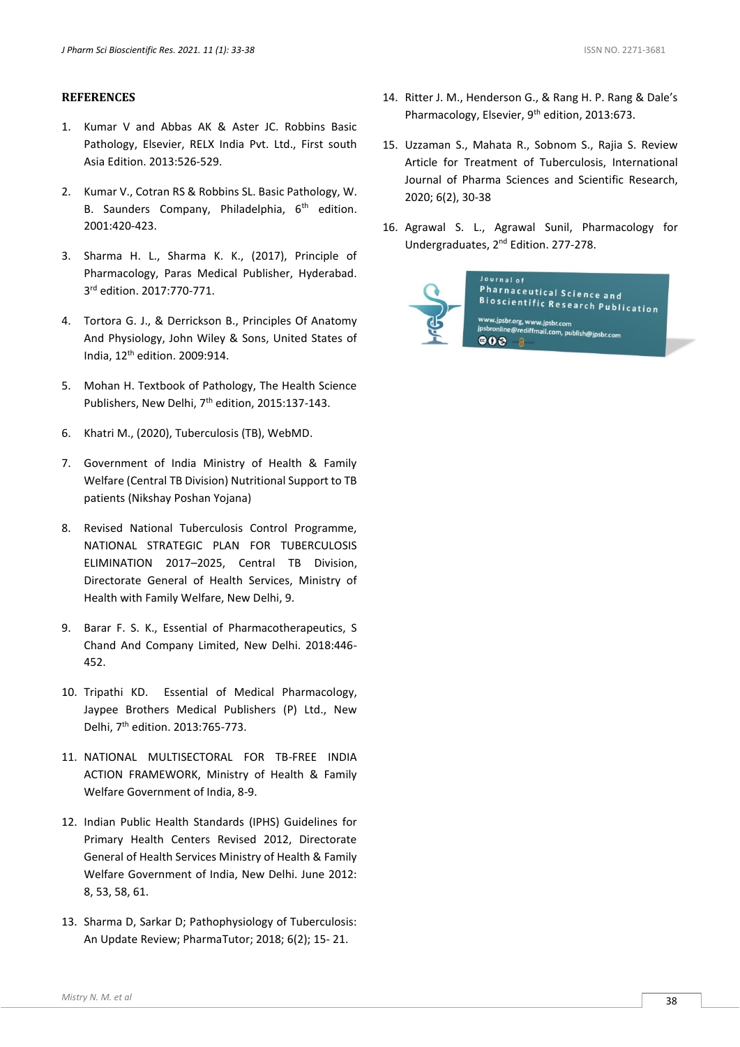## REFERENCES

1. Kumar V and Abbas AK & Aster JC. Robbins Basic Pathology, Elsevier, RELX India Pvt. Ltd., First south Asia Edition. 2013:526-529.
2. Kumar V., Cotran RS & Robbins SL. Basic Pathology, W. B. Saunders Company, Philadelphia, 6th edition. 2001:420-423.
3. Sharma H. L., Sharma K. K., (2017), Principle of Pharmacology, Paras Medical Publisher, Hyderabad. 3rd edition. 2017:770-771.
4. Tortora G. J., & Derrickson B., Principles Of Anatomy And Physiology, John Wiley & Sons, United States of India, 12th edition. 2009:914.
5. Mohan H. Textbook of Pathology, The Health Science Publishers, New Delhi, 7th edition, 2015:137-143.
6. Khatri M., (2020), Tuberculosis (TB), WebMD.
7. Government of India Ministry of Health & Family Welfare (Central TB Division) Nutritional Support to TB patients (Nikshay Poshan Yojana)
8. Revised National Tuberculosis Control Programme, NATIONAL STRATEGIC PLAN FOR TUBERCULOSIS ELIMINATION 2017–2025, Central TB Division, Directorate General of Health Services, Ministry of Health with Family Welfare, New Delhi, 9.
9. Barar F. S. K., Essential of Pharmacotherapeutics, S Chand And Company Limited, New Delhi. 2018:446-452.
10. Tripathi KD. Essential of Medical Pharmacology, Jaypee Brothers Medical Publishers (P) Ltd., New Delhi, 7th edition. 2013:765-773.
11. NATIONAL MULTISECTORAL FOR TB-FREE INDIA ACTION FRAMEWORK, Ministry of Health & Family Welfare Government of India, 8-9.
12. Indian Public Health Standards (IPHS) Guidelines for Primary Health Centers Revised 2012, Directorate General of Health Services Ministry of Health & Family Welfare Government of India, New Delhi. June 2012: 8, 53, 58, 61.
13. Sharma D, Sarkar D; Pathophysiology of Tuberculosis: An Update Review; PharmaTutor; 2018; 6(2); 15- 21.
14. Ritter J. M., Henderson G., & Rang H. P. Rang & Dale's Pharmacology, Elsevier, 9th edition, 2013:673.
15. Uzzaman S., Mahata R., Sobnom S., Rajia S. Review Article for Treatment of Tuberculosis, International Journal of Pharma Sciences and Scientific Research, 2020; 6(2), 30-38
16. Agrawal S. L., Agrawal Sunil, Pharmacology for Undergraduates, 2nd Edition. 277-278.

Journal of Pharmaceutical Science and Bioscientific Research Publication
www.jpsbr.org, www.jpsbr.com
jpsbronline@rediffmail.com, publish@jpsbr.com